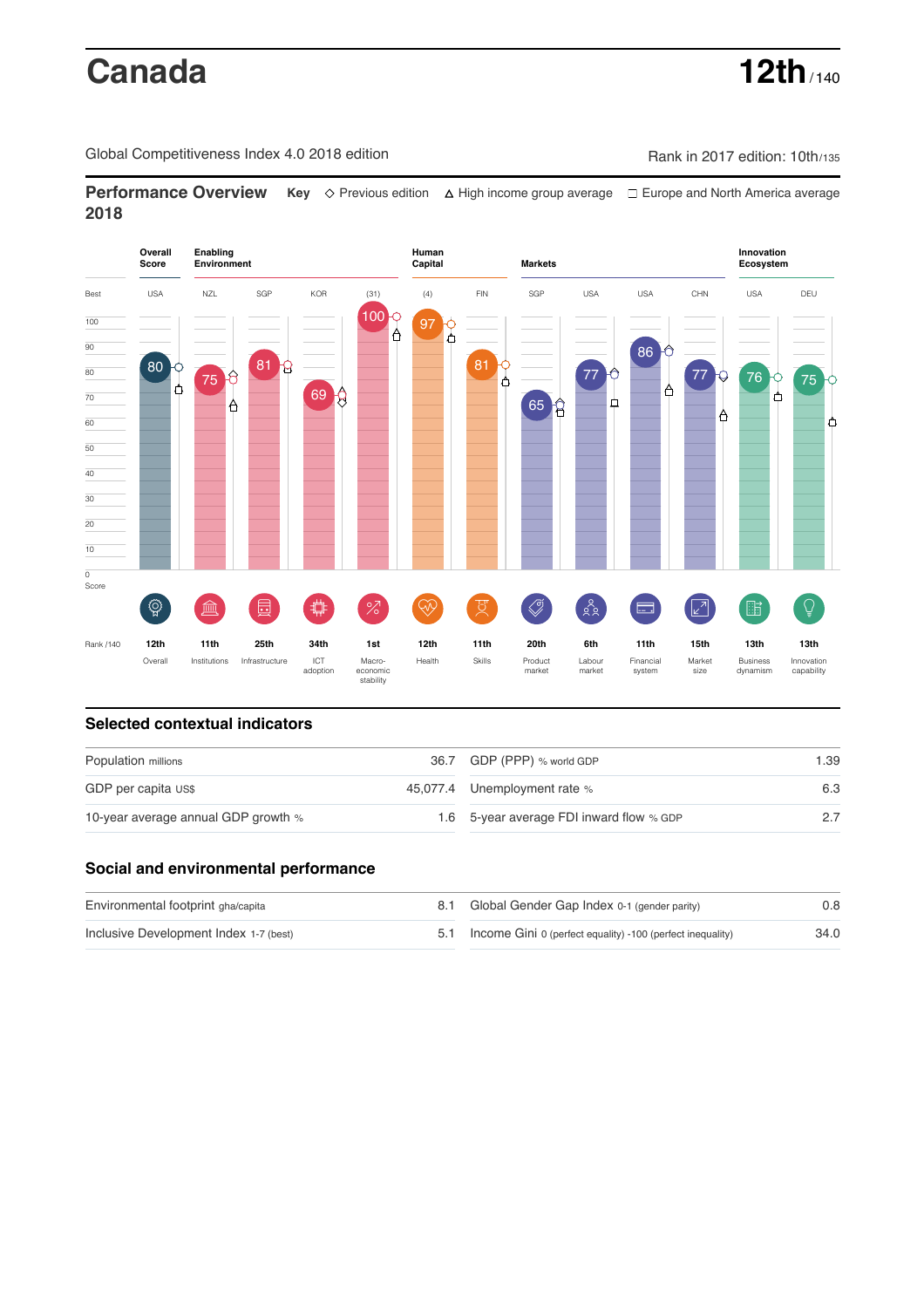# Canada

**12th** / 140

Global Competitiveness Index 4.0 2018 edition

Rank in 2017 edition: 10th/135

## Performance Overview 2018

**Key** ◇ Previous edition △ High income group average □ Europe and North America average

| | Overall Score | Enabling Environment | | | | Human Capital | | Markets | | | | Innovation Ecosystem | |
|---|---|---|---|---|---|---|---|---|---|---|---|---|---|
| Best | USA | NZL | SGP | KOR | (31) | (4) | FIN | SGP | USA | USA | CHN | USA | DEU |
| Score | 80 | 75 | 81 | 69 | 100 | 97 | 81 | 65 | 77 | 86 | 77 | 76 | 75 |
| Rank /140 | 12th | 11th | 25th | 34th | 1st | 12th | 11th | 20th | 6th | 11th | 15th | 13th | 13th |
| | Overall | Institutions | Infrastructure | ICT adoption | Macro-economic stability | Health | Skills | Product market | Labour market | Financial system | Market size | Business dynamism | Innovation capability |

## Selected contextual indicators

| | | | |
|---|---|---|---|
| Population millions | 36.7 | GDP (PPP) % world GDP | 1.39 |
| GDP per capita US$ | 45,077.4 | Unemployment rate % | 6.3 |
| 10-year average annual GDP growth % | 1.6 | 5-year average FDI inward flow % GDP | 2.7 |

## Social and environmental performance

| | | | |
|---|---|---|---|
| Environmental footprint gha/capita | 8.1 | Global Gender Gap Index 0-1 (gender parity) | 0.8 |
| Inclusive Development Index 1-7 (best) | 5.1 | Income Gini 0 (perfect equality) -100 (perfect inequality) | 34.0 |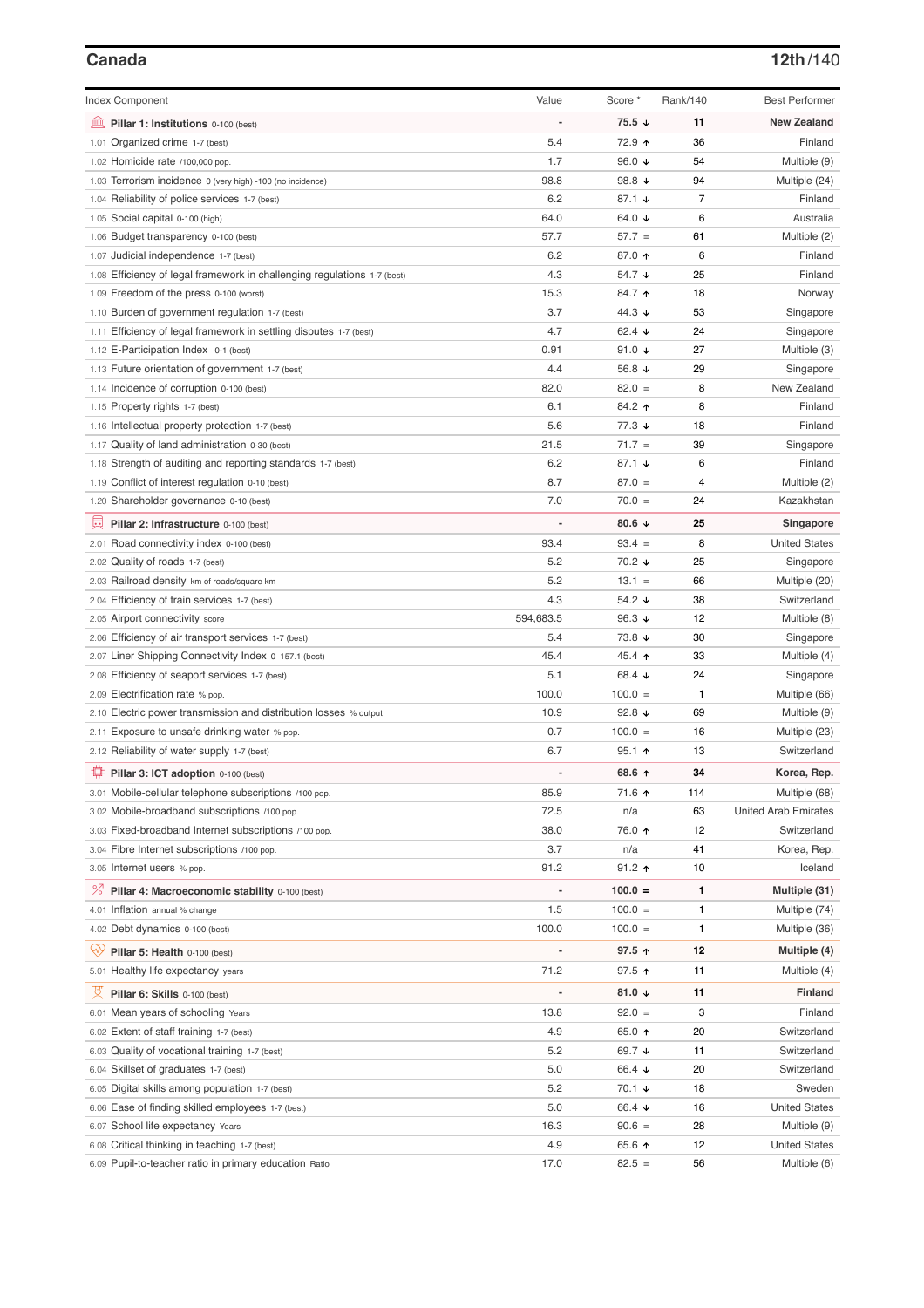## Canada

**12th/140**

| Index Component | Value | Score * | Rank/140 | Best Performer |
|---|---|---|---|---|
| **Pillar 1: Institutions** 0-100 (best) | - | **75.5 ↓** | **11** | **New Zealand** |
| 1.01 Organized crime 1-7 (best) | 5.4 | 72.9 ↑ | 36 | Finland |
| 1.02 Homicide rate /100,000 pop. | 1.7 | 96.0 ↓ | 54 | Multiple (9) |
| 1.03 Terrorism incidence 0 (very high) -100 (no incidence) | 98.8 | 98.8 ↓ | 94 | Multiple (24) |
| 1.04 Reliability of police services 1-7 (best) | 6.2 | 87.1 ↓ | 7 | Finland |
| 1.05 Social capital 0-100 (high) | 64.0 | 64.0 ↓ | 6 | Australia |
| 1.06 Budget transparency 0-100 (best) | 57.7 | 57.7 = | 61 | Multiple (2) |
| 1.07 Judicial independence 1-7 (best) | 6.2 | 87.0 ↑ | 6 | Finland |
| 1.08 Efficiency of legal framework in challenging regulations 1-7 (best) | 4.3 | 54.7 ↓ | 25 | Finland |
| 1.09 Freedom of the press 0-100 (worst) | 15.3 | 84.7 ↑ | 18 | Norway |
| 1.10 Burden of government regulation 1-7 (best) | 3.7 | 44.3 ↓ | 53 | Singapore |
| 1.11 Efficiency of legal framework in settling disputes 1-7 (best) | 4.7 | 62.4 ↓ | 24 | Singapore |
| 1.12 E-Participation Index 0-1 (best) | 0.91 | 91.0 ↓ | 27 | Multiple (3) |
| 1.13 Future orientation of government 1-7 (best) | 4.4 | 56.8 ↓ | 29 | Singapore |
| 1.14 Incidence of corruption 0-100 (best) | 82.0 | 82.0 = | 8 | New Zealand |
| 1.15 Property rights 1-7 (best) | 6.1 | 84.2 ↑ | 8 | Finland |
| 1.16 Intellectual property protection 1-7 (best) | 5.6 | 77.3 ↓ | 18 | Finland |
| 1.17 Quality of land administration 0-30 (best) | 21.5 | 71.7 = | 39 | Singapore |
| 1.18 Strength of auditing and reporting standards 1-7 (best) | 6.2 | 87.1 ↓ | 6 | Finland |
| 1.19 Conflict of interest regulation 0-10 (best) | 8.7 | 87.0 = | 4 | Multiple (2) |
| 1.20 Shareholder governance 0-10 (best) | 7.0 | 70.0 = | 24 | Kazakhstan |
| **Pillar 2: Infrastructure** 0-100 (best) | - | **80.6 ↓** | **25** | **Singapore** |
| 2.01 Road connectivity index 0-100 (best) | 93.4 | 93.4 = | 8 | United States |
| 2.02 Quality of roads 1-7 (best) | 5.2 | 70.2 ↓ | 25 | Singapore |
| 2.03 Railroad density km of roads/square km | 5.2 | 13.1 = | 66 | Multiple (20) |
| 2.04 Efficiency of train services 1-7 (best) | 4.3 | 54.2 ↓ | 38 | Switzerland |
| 2.05 Airport connectivity score | 594,683.5 | 96.3 ↓ | 12 | Multiple (8) |
| 2.06 Efficiency of air transport services 1-7 (best) | 5.4 | 73.8 ↓ | 30 | Singapore |
| 2.07 Liner Shipping Connectivity Index 0–157.1 (best) | 45.4 | 45.4 ↑ | 33 | Multiple (4) |
| 2.08 Efficiency of seaport services 1-7 (best) | 5.1 | 68.4 ↓ | 24 | Singapore |
| 2.09 Electrification rate % pop. | 100.0 | 100.0 = | 1 | Multiple (66) |
| 2.10 Electric power transmission and distribution losses % output | 10.9 | 92.8 ↓ | 69 | Multiple (9) |
| 2.11 Exposure to unsafe drinking water % pop. | 0.7 | 100.0 = | 16 | Multiple (23) |
| 2.12 Reliability of water supply 1-7 (best) | 6.7 | 95.1 ↑ | 13 | Switzerland |
| **Pillar 3: ICT adoption** 0-100 (best) | - | **68.6 ↑** | **34** | **Korea, Rep.** |
| 3.01 Mobile-cellular telephone subscriptions /100 pop. | 85.9 | 71.6 ↑ | 114 | Multiple (68) |
| 3.02 Mobile-broadband subscriptions /100 pop. | 72.5 | n/a | 63 | United Arab Emirates |
| 3.03 Fixed-broadband Internet subscriptions /100 pop. | 38.0 | 76.0 ↑ | 12 | Switzerland |
| 3.04 Fibre Internet subscriptions /100 pop. | 3.7 | n/a | 41 | Korea, Rep. |
| 3.05 Internet users % pop. | 91.2 | 91.2 ↑ | 10 | Iceland |
| **Pillar 4: Macroeconomic stability** 0-100 (best) | - | **100.0 =** | **1** | **Multiple (31)** |
| 4.01 Inflation annual % change | 1.5 | 100.0 = | 1 | Multiple (74) |
| 4.02 Debt dynamics 0-100 (best) | 100.0 | 100.0 = | 1 | Multiple (36) |
| **Pillar 5: Health** 0-100 (best) | - | **97.5 ↑** | **12** | **Multiple (4)** |
| 5.01 Healthy life expectancy years | 71.2 | 97.5 ↑ | 11 | Multiple (4) |
| **Pillar 6: Skills** 0-100 (best) | - | **81.0 ↓** | **11** | **Finland** |
| 6.01 Mean years of schooling Years | 13.8 | 92.0 = | 3 | Finland |
| 6.02 Extent of staff training 1-7 (best) | 4.9 | 65.0 ↑ | 20 | Switzerland |
| 6.03 Quality of vocational training 1-7 (best) | 5.2 | 69.7 ↓ | 11 | Switzerland |
| 6.04 Skillset of graduates 1-7 (best) | 5.0 | 66.4 ↓ | 20 | Switzerland |
| 6.05 Digital skills among population 1-7 (best) | 5.2 | 70.1 ↓ | 18 | Sweden |
| 6.06 Ease of finding skilled employees 1-7 (best) | 5.0 | 66.4 ↓ | 16 | United States |
| 6.07 School life expectancy Years | 16.3 | 90.6 = | 28 | Multiple (9) |
| 6.08 Critical thinking in teaching 1-7 (best) | 4.9 | 65.6 ↑ | 12 | United States |
| 6.09 Pupil-to-teacher ratio in primary education Ratio | 17.0 | 82.5 = | 56 | Multiple (6) |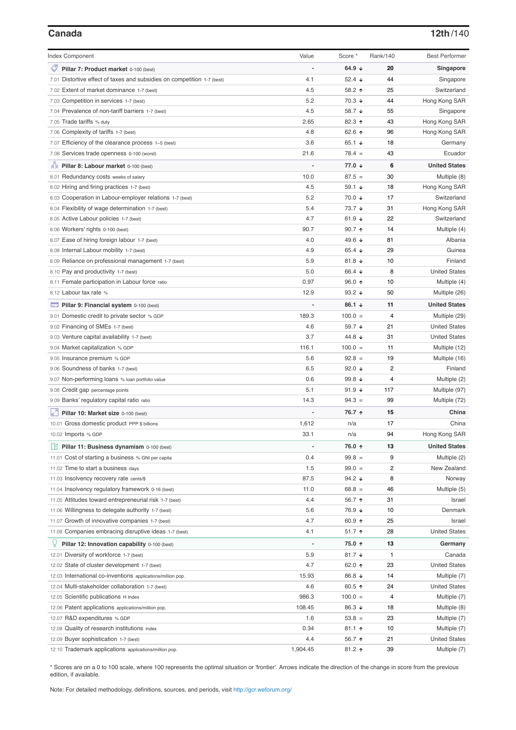## Canada

**12th/140**

| Index Component | Value | Score * | Rank/140 | Best Performer |
|---|---|---|---|---|
| **Pillar 7: Product market** 0-100 (best) | - | **64.9 ↓** | **20** | **Singapore** |
| 7.01 Distortive effect of taxes and subsidies on competition 1-7 (best) | 4.1 | 52.4 ↓ | 44 | Singapore |
| 7.02 Extent of market dominance 1-7 (best) | 4.5 | 58.2 ↑ | 25 | Switzerland |
| 7.03 Competition in services 1-7 (best) | 5.2 | 70.3 ↓ | 44 | Hong Kong SAR |
| 7.04 Prevalence of non-tariff barriers 1-7 (best) | 4.5 | 58.7 ↓ | 55 | Singapore |
| 7.05 Trade tariffs % duty | 2.65 | 82.3 ↑ | 43 | Hong Kong SAR |
| 7.06 Complexity of tariffs 1-7 (best) | 4.8 | 62.6 ↑ | 96 | Hong Kong SAR |
| 7.07 Efficiency of the clearance process 1–5 (best) | 3.6 | 65.1 ↓ | 18 | Germany |
| 7.08 Services trade openness 0-100 (worst) | 21.6 | 78.4 = | 43 | Ecuador |
| **Pillar 8: Labour market** 0-100 (best) | - | **77.0 ↓** | **6** | **United States** |
| 8.01 Redundancy costs weeks of salary | 10.0 | 87.5 = | 30 | Multiple (8) |
| 8.02 Hiring and firing practices 1-7 (best) | 4.5 | 59.1 ↓ | 18 | Hong Kong SAR |
| 8.03 Cooperation in Labour-employer relations 1-7 (best) | 5.2 | 70.0 ↓ | 17 | Switzerland |
| 8.04 Flexibility of wage determination 1-7 (best) | 5.4 | 73.7 ↓ | 31 | Hong Kong SAR |
| 8.05 Active Labour policies 1-7 (best) | 4.7 | 61.9 ↓ | 22 | Switzerland |
| 8.06 Workers' rights 0-100 (best) | 90.7 | 90.7 ↑ | 14 | Multiple (4) |
| 8.07 Ease of hiring foreign labour 1-7 (best) | 4.0 | 49.6 ↓ | 81 | Albania |
| 8.08 Internal Labour mobility 1-7 (best) | 4.9 | 65.4 ↓ | 29 | Guinea |
| 8.09 Reliance on professional management 1-7 (best) | 5.9 | 81.8 ↓ | 10 | Finland |
| 8.10 Pay and productivity 1-7 (best) | 5.0 | 66.4 ↓ | 8 | United States |
| 8.11 Female participation in Labour force ratio | 0.97 | 96.0 ↑ | 10 | Multiple (4) |
| 8.12 Labour tax rate % | 12.9 | 93.2 ↓ | 50 | Multiple (26) |
| **Pillar 9: Financial system** 0-100 (best) | - | **86.1 ↓** | **11** | **United States** |
| 9.01 Domestic credit to private sector % GDP | 189.3 | 100.0 = | 4 | Multiple (29) |
| 9.02 Financing of SMEs 1-7 (best) | 4.6 | 59.7 ↓ | 21 | United States |
| 9.03 Venture capital availability 1-7 (best) | 3.7 | 44.8 ↓ | 31 | United States |
| 9.04 Market capitalization % GDP | 116.1 | 100.0 = | 11 | Multiple (12) |
| 9.05 Insurance premium % GDP | 5.6 | 92.8 = | 19 | Multiple (16) |
| 9.06 Soundness of banks 1-7 (best) | 6.5 | 92.0 ↓ | 2 | Finland |
| 9.07 Non-performing loans % loan portfolio value | 0.6 | 99.8 ↓ | 4 | Multiple (2) |
| 9.08 Credit gap percentage points | 5.1 | 91.9 ↓ | 117 | Multiple (97) |
| 9.09 Banks' regulatory capital ratio ratio | 14.3 | 94.3 = | 99 | Multiple (72) |
| **Pillar 10: Market size** 0-100 (best) | - | **76.7 ↑** | **15** | **China** |
| 10.01 Gross domestic product PPP $ billions | 1,612 | n/a | 17 | China |
| 10.02 Imports % GDP | 33.1 | n/a | 94 | Hong Kong SAR |
| **Pillar 11: Business dynamism** 0-100 (best) | - | **76.0 ↑** | **13** | **United States** |
| 11.01 Cost of starting a business % GNI per capita | 0.4 | 99.8 = | 9 | Multiple (2) |
| 11.02 Time to start a business days | 1.5 | 99.0 = | 2 | New Zealand |
| 11.03 Insolvency recovery rate cents/$ | 87.5 | 94.2 ↓ | 8 | Norway |
| 11.04 Insolvency regulatory framework 0-16 (best) | 11.0 | 68.8 = | 46 | Multiple (5) |
| 11.05 Attitudes toward entrepreneurial risk 1-7 (best) | 4.4 | 56.7 ↑ | 31 | Israel |
| 11.06 Willingness to delegate authority 1-7 (best) | 5.6 | 76.9 ↓ | 10 | Denmark |
| 11.07 Growth of innovative companies 1-7 (best) | 4.7 | 60.9 ↑ | 25 | Israel |
| 11.08 Companies embracing disruptive ideas 1-7 (best) | 4.1 | 51.7 ↑ | 28 | United States |
| **Pillar 12: Innovation capability** 0-100 (best) | - | **75.0 ↑** | **13** | **Germany** |
| 12.01 Diversity of workforce 1-7 (best) | 5.9 | 81.7 ↓ | 1 | Canada |
| 12.02 State of cluster development 1-7 (best) | 4.7 | 62.0 ↑ | 23 | United States |
| 12.03 International co-inventions applications/million pop. | 15.93 | 86.8 ↓ | 14 | Multiple (7) |
| 12.04 Multi-stakeholder collaboration 1-7 (best) | 4.6 | 60.5 ↑ | 24 | United States |
| 12.05 Scientific publications H Index | 986.3 | 100.0 = | 4 | Multiple (7) |
| 12.06 Patent applications applications/million pop. | 108.45 | 86.3 ↓ | 18 | Multiple (8) |
| 12.07 R&D expenditures % GDP | 1.6 | 53.8 = | 23 | Multiple (7) |
| 12.08 Quality of research institutions index | 0.34 | 81.1 ↑ | 10 | Multiple (7) |
| 12.09 Buyer sophistication 1-7 (best) | 4.4 | 56.7 ↑ | 21 | United States |
| 12.10 Trademark applications applications/million pop. | 1,904.45 | 81.2 ↑ | 39 | Multiple (7) |

* Scores are on a 0 to 100 scale, where 100 represents the optimal situation or 'frontier'. Arrows indicate the direction of the change in score from the previous edition, if available.

Note: For detailed methodology, definitions, sources, and periods, visit http://gcr.weforum.org/